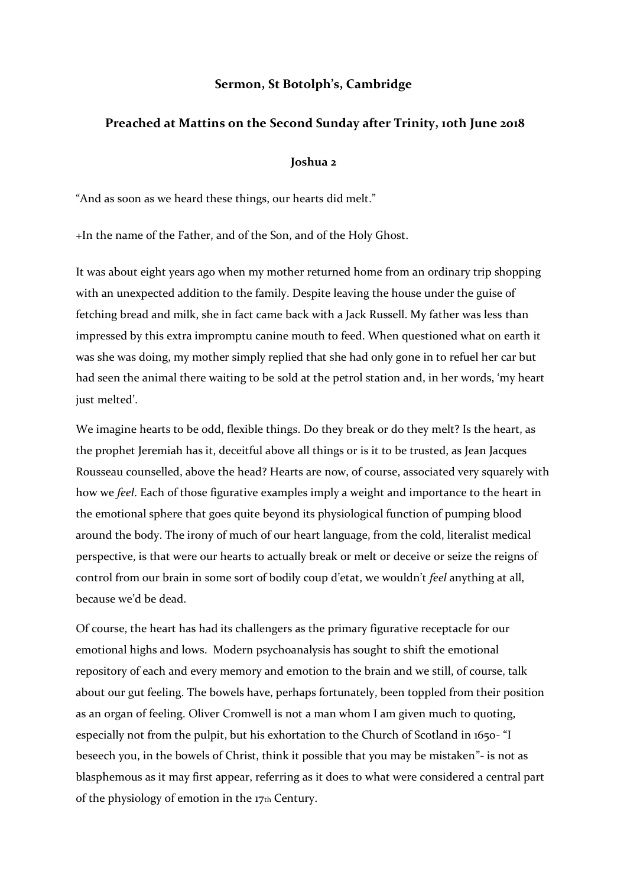**Sermon, St Botolph's, Cambridge**

**Preached at Mattins on the Second Sunday after Trinity, 10th June 2018**

**Joshua 2**

"And as soon as we heard these things, our hearts did melt."

+In the name of the Father, and of the Son, and of the Holy Ghost.

It was about eight years ago when my mother returned home from an ordinary trip shopping with an unexpected addition to the family. Despite leaving the house under the guise of fetching bread and milk, she in fact came back with a Jack Russell. My father was less than impressed by this extra impromptu canine mouth to feed. When questioned what on earth it was she was doing, my mother simply replied that she had only gone in to refuel her car but had seen the animal there waiting to be sold at the petrol station and, in her words, 'my heart just melted'.

We imagine hearts to be odd, flexible things. Do they break or do they melt? Is the heart, as the prophet Jeremiah has it, deceitful above all things or is it to be trusted, as Jean Jacques Rousseau counselled, above the head? Hearts are now, of course, associated very squarely with how we *feel*. Each of those figurative examples imply a weight and importance to the heart in the emotional sphere that goes quite beyond its physiological function of pumping blood around the body. The irony of much of our heart language, from the cold, literalist medical perspective, is that were our hearts to actually break or melt or deceive or seize the reigns of control from our brain in some sort of bodily coup d'etat, we wouldn't *feel* anything at all, because we'd be dead.

Of course, the heart has had its challengers as the primary figurative receptacle for our emotional highs and lows. Modern psychoanalysis has sought to shift the emotional repository of each and every memory and emotion to the brain and we still, of course, talk about our gut feeling. The bowels have, perhaps fortunately, been toppled from their position as an organ of feeling. Oliver Cromwell is not a man whom I am given much to quoting, especially not from the pulpit, but his exhortation to the Church of Scotland in 1650- "I beseech you, in the bowels of Christ, think it possible that you may be mistaken"- is not as blasphemous as it may first appear, referring as it does to what were considered a central part of the physiology of emotion in the 17th Century.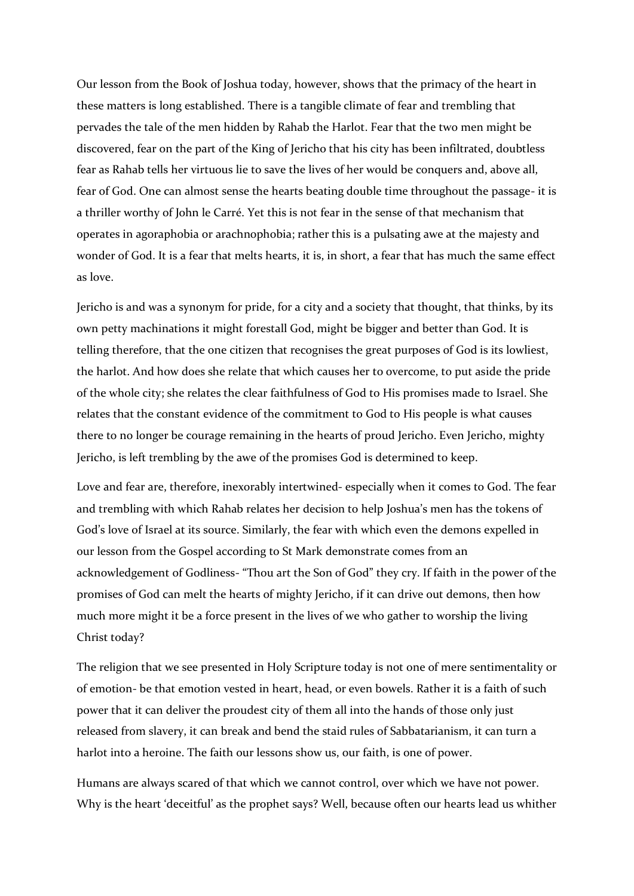Our lesson from the Book of Joshua today, however, shows that the primacy of the heart in these matters is long established. There is a tangible climate of fear and trembling that pervades the tale of the men hidden by Rahab the Harlot. Fear that the two men might be discovered, fear on the part of the King of Jericho that his city has been infiltrated, doubtless fear as Rahab tells her virtuous lie to save the lives of her would be conquers and, above all, fear of God. One can almost sense the hearts beating double time throughout the passage- it is a thriller worthy of John le Carré. Yet this is not fear in the sense of that mechanism that operates in agoraphobia or arachnophobia; rather this is a pulsating awe at the majesty and wonder of God. It is a fear that melts hearts, it is, in short, a fear that has much the same effect as love.

Jericho is and was a synonym for pride, for a city and a society that thought, that thinks, by its own petty machinations it might forestall God, might be bigger and better than God. It is telling therefore, that the one citizen that recognises the great purposes of God is its lowliest, the harlot. And how does she relate that which causes her to overcome, to put aside the pride of the whole city; she relates the clear faithfulness of God to His promises made to Israel. She relates that the constant evidence of the commitment to God to His people is what causes there to no longer be courage remaining in the hearts of proud Jericho. Even Jericho, mighty Jericho, is left trembling by the awe of the promises God is determined to keep.

Love and fear are, therefore, inexorably intertwined- especially when it comes to God. The fear and trembling with which Rahab relates her decision to help Joshua's men has the tokens of God's love of Israel at its source. Similarly, the fear with which even the demons expelled in our lesson from the Gospel according to St Mark demonstrate comes from an acknowledgement of Godliness- "Thou art the Son of God" they cry. If faith in the power of the promises of God can melt the hearts of mighty Jericho, if it can drive out demons, then how much more might it be a force present in the lives of we who gather to worship the living Christ today?

The religion that we see presented in Holy Scripture today is not one of mere sentimentality or of emotion- be that emotion vested in heart, head, or even bowels. Rather it is a faith of such power that it can deliver the proudest city of them all into the hands of those only just released from slavery, it can break and bend the staid rules of Sabbatarianism, it can turn a harlot into a heroine. The faith our lessons show us, our faith, is one of power.

Humans are always scared of that which we cannot control, over which we have not power. Why is the heart 'deceitful' as the prophet says? Well, because often our hearts lead us whither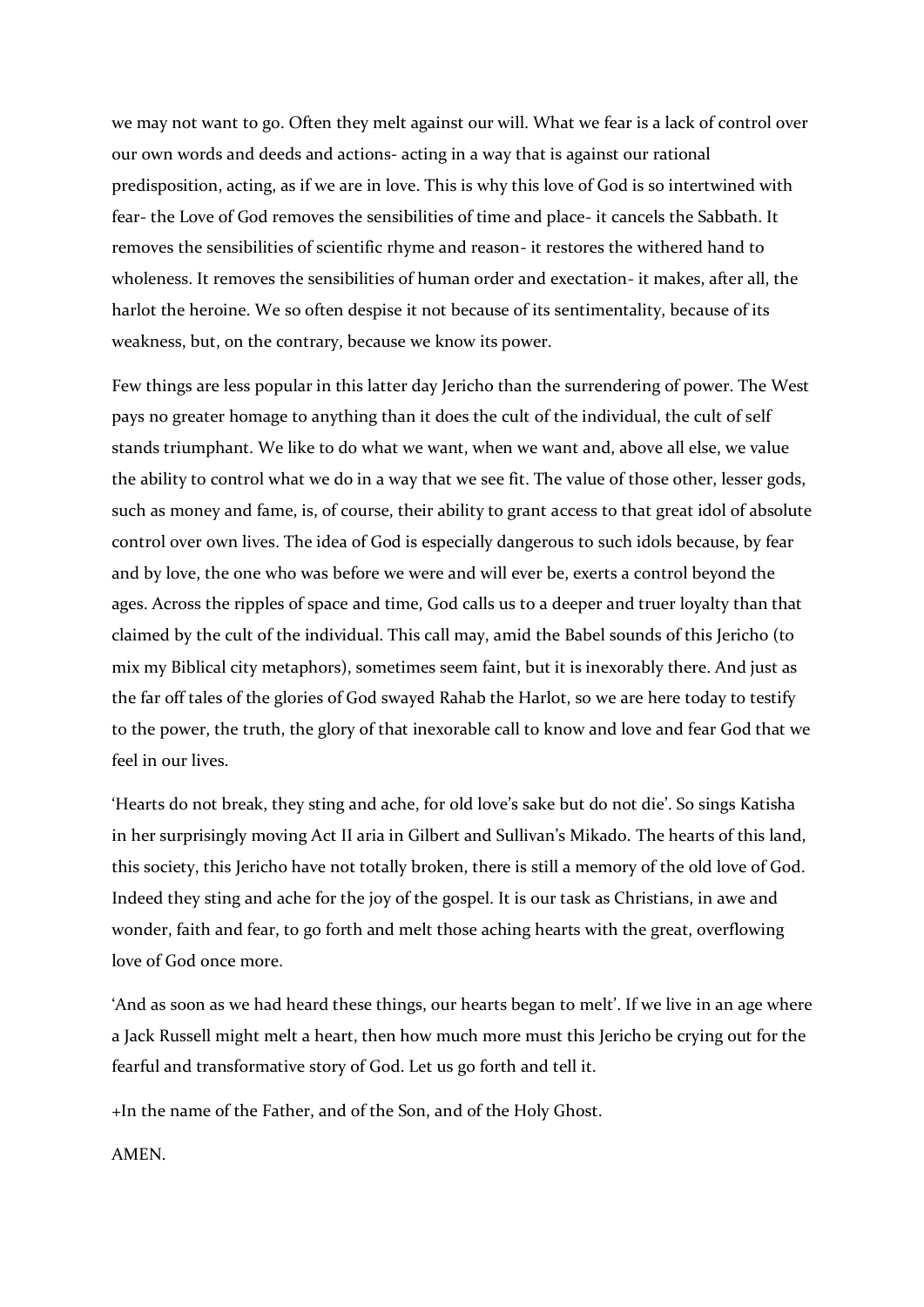we may not want to go. Often they melt against our will. What we fear is a lack of control over our own words and deeds and actions- acting in a way that is against our rational predisposition, acting, as if we are in love. This is why this love of God is so intertwined with fear- the Love of God removes the sensibilities of time and place- it cancels the Sabbath. It removes the sensibilities of scientific rhyme and reason- it restores the withered hand to wholeness. It removes the sensibilities of human order and exectation- it makes, after all, the harlot the heroine. We so often despise it not because of its sentimentality, because of its weakness, but, on the contrary, because we know its power.

Few things are less popular in this latter day Jericho than the surrendering of power. The West pays no greater homage to anything than it does the cult of the individual, the cult of self stands triumphant. We like to do what we want, when we want and, above all else, we value the ability to control what we do in a way that we see fit. The value of those other, lesser gods, such as money and fame, is, of course, their ability to grant access to that great idol of absolute control over own lives. The idea of God is especially dangerous to such idols because, by fear and by love, the one who was before we were and will ever be, exerts a control beyond the ages. Across the ripples of space and time, God calls us to a deeper and truer loyalty than that claimed by the cult of the individual. This call may, amid the Babel sounds of this Jericho (to mix my Biblical city metaphors), sometimes seem faint, but it is inexorably there. And just as the far off tales of the glories of God swayed Rahab the Harlot, so we are here today to testify to the power, the truth, the glory of that inexorable call to know and love and fear God that we feel in our lives.

'Hearts do not break, they sting and ache, for old love's sake but do not die'. So sings Katisha in her surprisingly moving Act II aria in Gilbert and Sullivan's Mikado. The hearts of this land, this society, this Jericho have not totally broken, there is still a memory of the old love of God. Indeed they sting and ache for the joy of the gospel. It is our task as Christians, in awe and wonder, faith and fear, to go forth and melt those aching hearts with the great, overflowing love of God once more.

'And as soon as we had heard these things, our hearts began to melt'. If we live in an age where a Jack Russell might melt a heart, then how much more must this Jericho be crying out for the fearful and transformative story of God. Let us go forth and tell it.

+In the name of the Father, and of the Son, and of the Holy Ghost.

AMEN.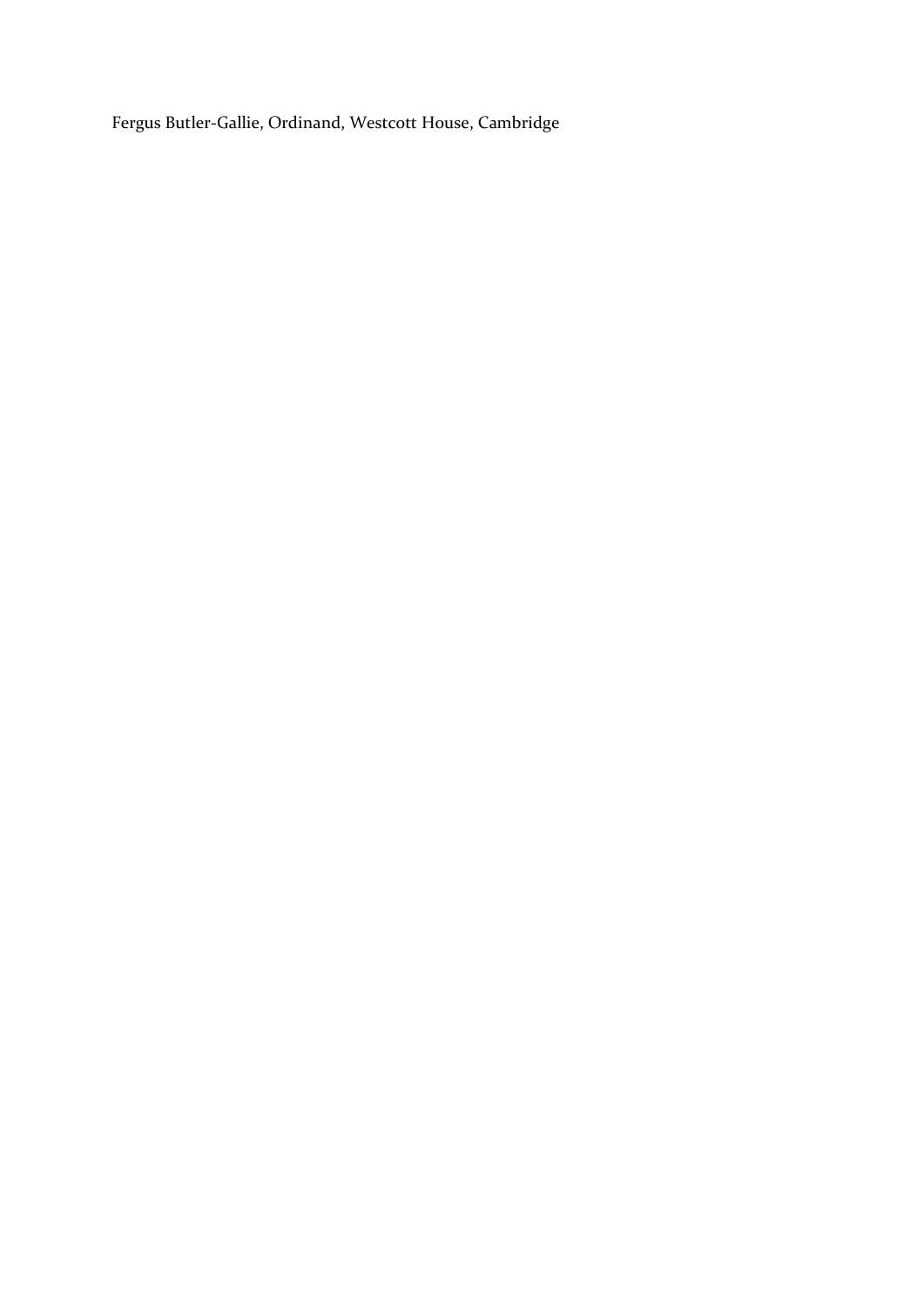Fergus Butler-Gallie, Ordinand, Westcott House, Cambridge